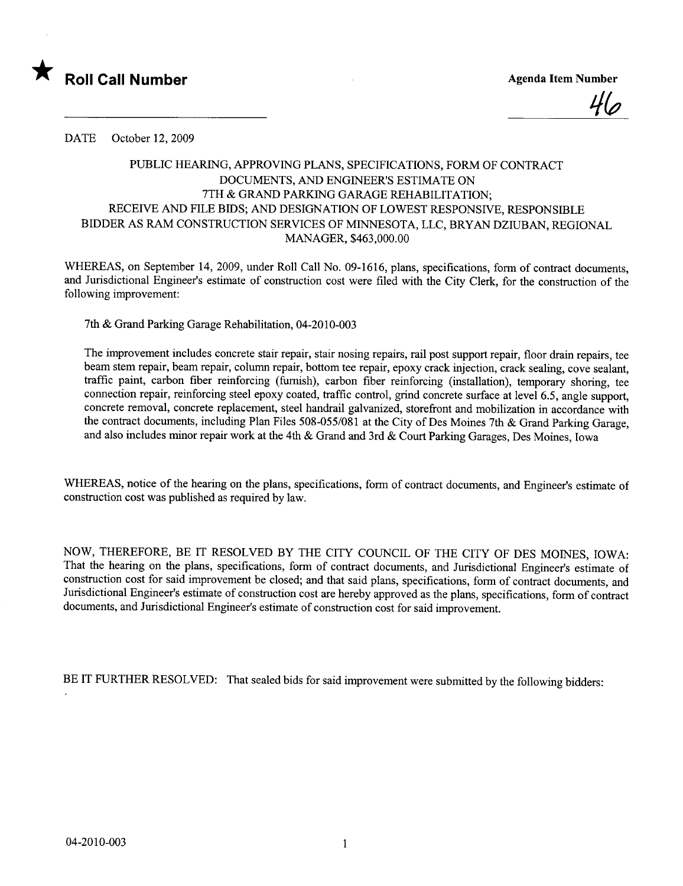★ **Roll Call Number**

**Agenda Item Number**

46

DATE October 12, 2009

PUBLIC HEARING, APPROVING PLANS, SPECIFICATIONS, FORM OF CONTRACT DOCUMENTS, AND ENGINEER'S ESTIMATE ON 7TH & GRAND PARKING GARAGE REHABILITATION; RECEIVE AND FILE BIDS; AND DESIGNATION OF LOWEST RESPONSIVE, RESPONSIBLE BIDDER AS RAM CONSTRUCTION SERVICES OF MINNESOTA, LLC, BRYAN DZIUBAN, REGIONAL MANAGER, $463,000.00

WHEREAS, on September 14, 2009, under Roll Call No. 09-1616, plans, specifications, form of contract documents, and Jurisdictional Engineer's estimate of construction cost were filed with the City Clerk, for the construction of the following improvement:

7th & Grand Parking Garage Rehabilitation, 04-2010-003

The improvement includes concrete stair repair, stair nosing repairs, rail post support repair, floor drain repairs, tee beam stem repair, beam repair, column repair, bottom tee repair, epoxy crack injection, crack sealing, cove sealant, traffic paint, carbon fiber reinforcing (furnish), carbon fiber reinforcing (installation), temporary shoring, tee connection repair, reinforcing steel epoxy coated, traffic control, grind concrete surface at level 6.5, angle support, concrete removal, concrete replacement, steel handrail galvanized, storefront and mobilization in accordance with the contract documents, including Plan Files 508-055/081 at the City of Des Moines 7th & Grand Parking Garage, and also includes minor repair work at the 4th & Grand and 3rd & Court Parking Garages, Des Moines, Iowa

WHEREAS, notice of the hearing on the plans, specifications, form of contract documents, and Engineer's estimate of construction cost was published as required by law.

NOW, THEREFORE, BE IT RESOLVED BY THE CITY COUNCIL OF THE CITY OF DES MOINES, IOWA: That the hearing on the plans, specifications, form of contract documents, and Jurisdictional Engineer's estimate of construction cost for said improvement be closed; and that said plans, specifications, form of contract documents, and Jurisdictional Engineer's estimate of construction cost are hereby approved as the plans, specifications, form of contract documents, and Jurisdictional Engineer's estimate of construction cost for said improvement.

BE IT FURTHER RESOLVED: That sealed bids for said improvement were submitted by the following bidders:

04-2010-003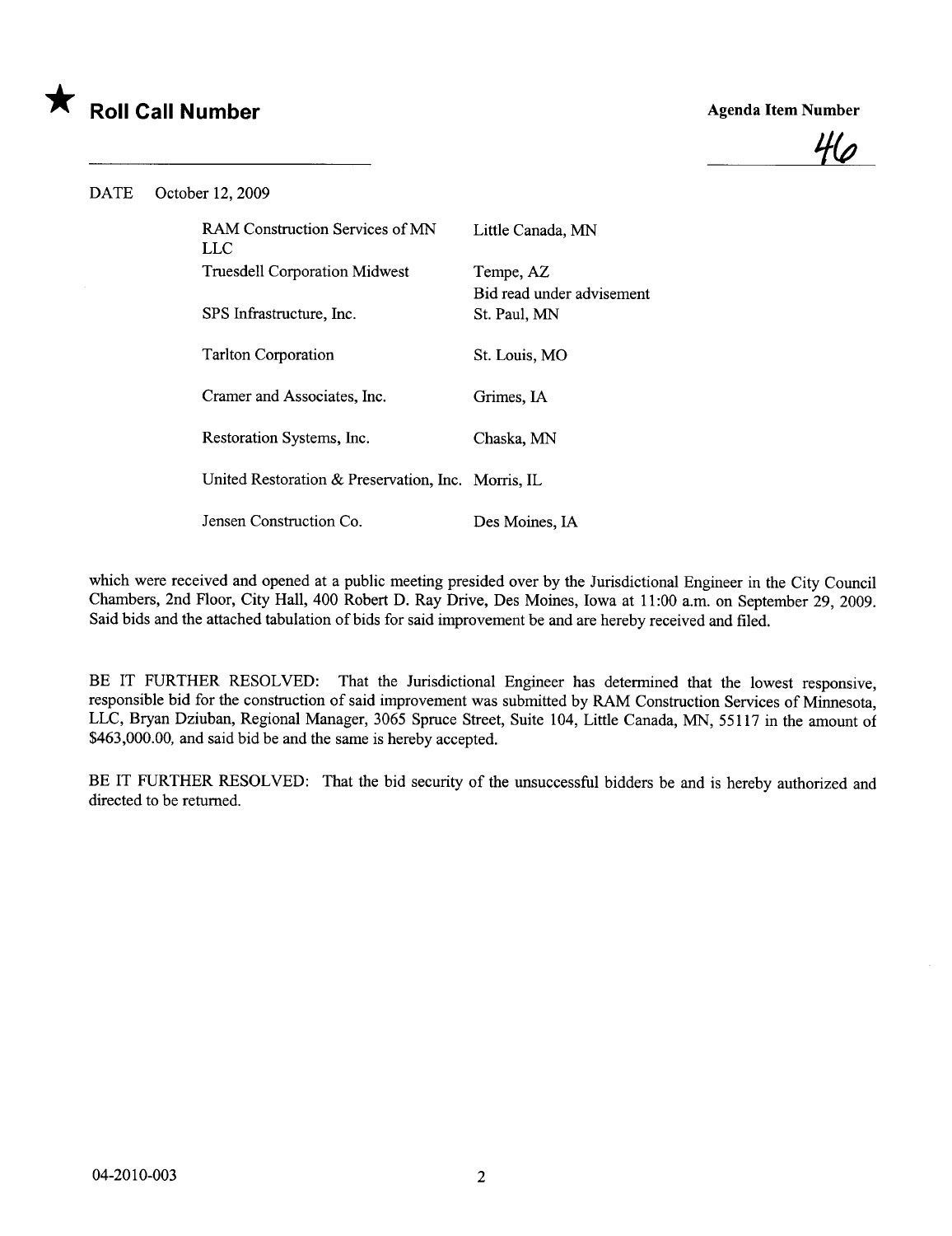★ **Roll Call Number**

**Agenda Item Number**

46

DATE October 12, 2009

| | |
|---|---|
| RAM Construction Services of MN LLC | Little Canada, MN |
| Truesdell Corporation Midwest | Tempe, AZ<br>Bid read under advisement |
| SPS Infrastructure, Inc. | St. Paul, MN |
| Tarlton Corporation | St. Louis, MO |
| Cramer and Associates, Inc. | Grimes, IA |
| Restoration Systems, Inc. | Chaska, MN |
| United Restoration & Preservation, Inc. | Morris, IL |
| Jensen Construction Co. | Des Moines, IA |

which were received and opened at a public meeting presided over by the Jurisdictional Engineer in the City Council Chambers, 2nd Floor, City Hall, 400 Robert D. Ray Drive, Des Moines, Iowa at 11:00 a.m. on September 29, 2009. Said bids and the attached tabulation of bids for said improvement be and are hereby received and filed.

BE IT FURTHER RESOLVED: That the Jurisdictional Engineer has determined that the lowest responsive, responsible bid for the construction of said improvement was submitted by RAM Construction Services of Minnesota, LLC, Bryan Dziuban, Regional Manager, 3065 Spruce Street, Suite 104, Little Canada, MN, 55117 in the amount of $463,000.00, and said bid be and the same is hereby accepted.

BE IT FURTHER RESOLVED: That the bid security of the unsuccessful bidders be and is hereby authorized and directed to be returned.

04-2010-003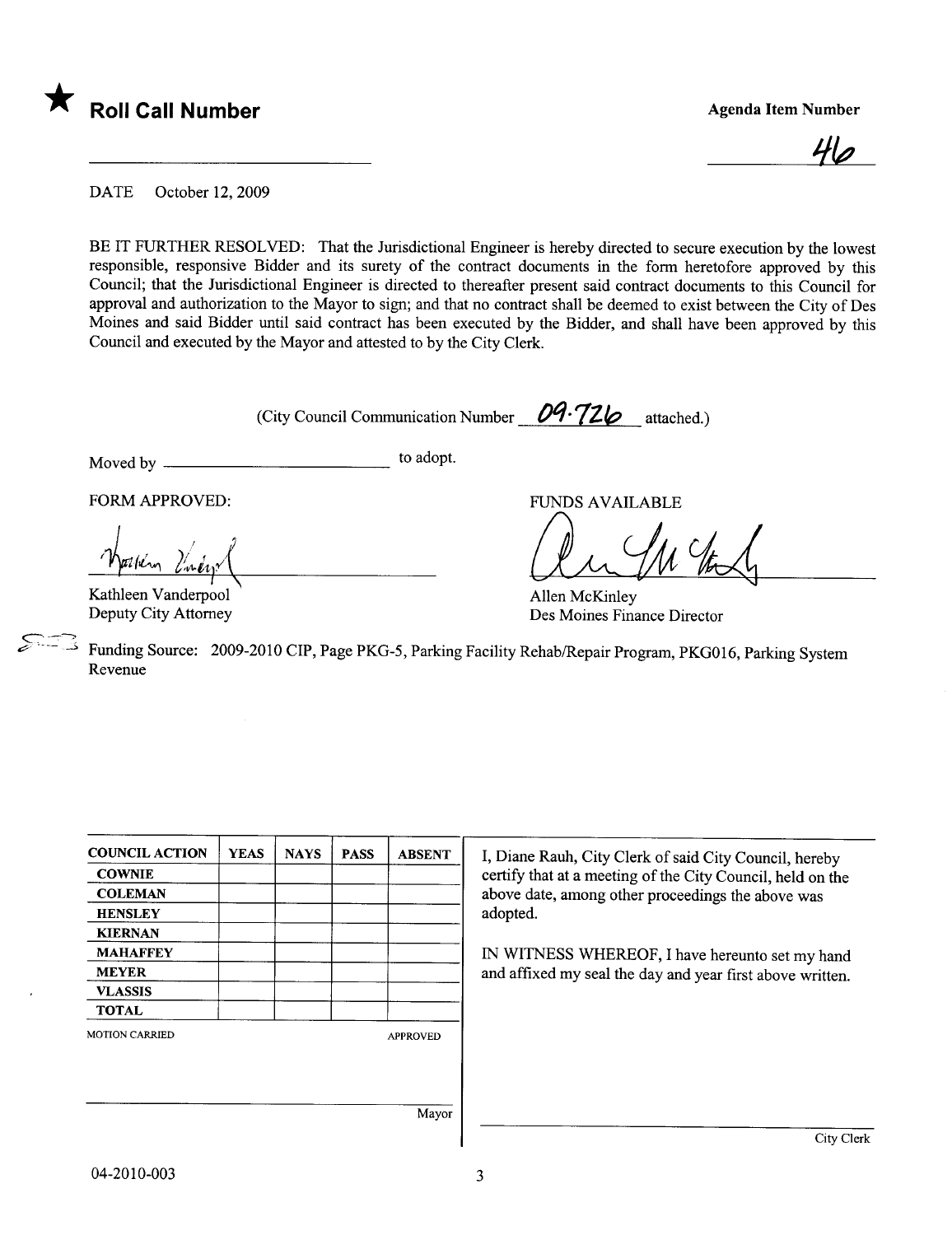★ **Roll Call Number**

**Agenda Item Number**

46

DATE October 12, 2009

BE IT FURTHER RESOLVED: That the Jurisdictional Engineer is hereby directed to secure execution by the lowest responsible, responsive Bidder and its surety of the contract documents in the form heretofore approved by this Council; that the Jurisdictional Engineer is directed to thereafter present said contract documents to this Council for approval and authorization to the Mayor to sign; and that no contract shall be deemed to exist between the City of Des Moines and said Bidder until said contract has been executed by the Bidder, and shall have been approved by this Council and executed by the Mayor and attested to by the City Clerk.

(City Council Communication Number 09-726 attached.)

Moved by ______________________ to adopt.

FORM APPROVED:

Kathleen Vanderpool
Deputy City Attorney

FUNDS AVAILABLE

Allen McKinley
Des Moines Finance Director

Funding Source: 2009-2010 CIP, Page PKG-5, Parking Facility Rehab/Repair Program, PKG016, Parking System Revenue

| COUNCIL ACTION | YEAS | NAYS | PASS | ABSENT |
|---|---|---|---|---|
| COWNIE | | | | |
| COLEMAN | | | | |
| HENSLEY | | | | |
| KIERNAN | | | | |
| MAHAFFEY | | | | |
| MEYER | | | | |
| VLASSIS | | | | |
| TOTAL | | | | |

MOTION CARRIED APPROVED

Mayor

I, Diane Rauh, City Clerk of said City Council, hereby certify that at a meeting of the City Council, held on the above date, among other proceedings the above was adopted.

IN WITNESS WHEREOF, I have hereunto set my hand and affixed my seal the day and year first above written.

City Clerk

04-2010-003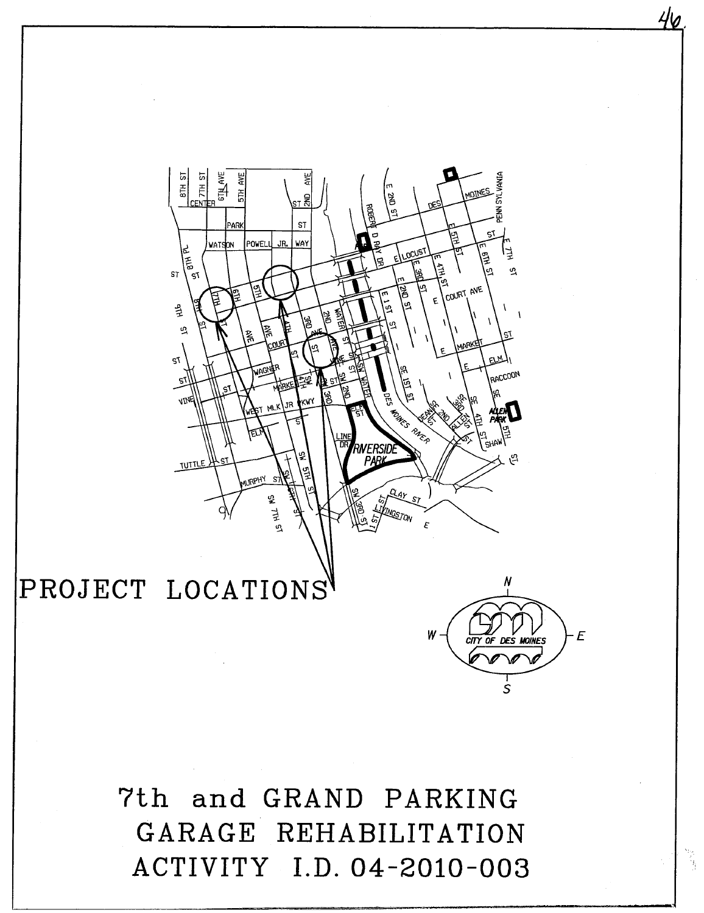PROJECT LOCATIONS

# 7th and GRAND PARKING GARAGE REHABILITATION ACTIVITY I.D. 04-2010-003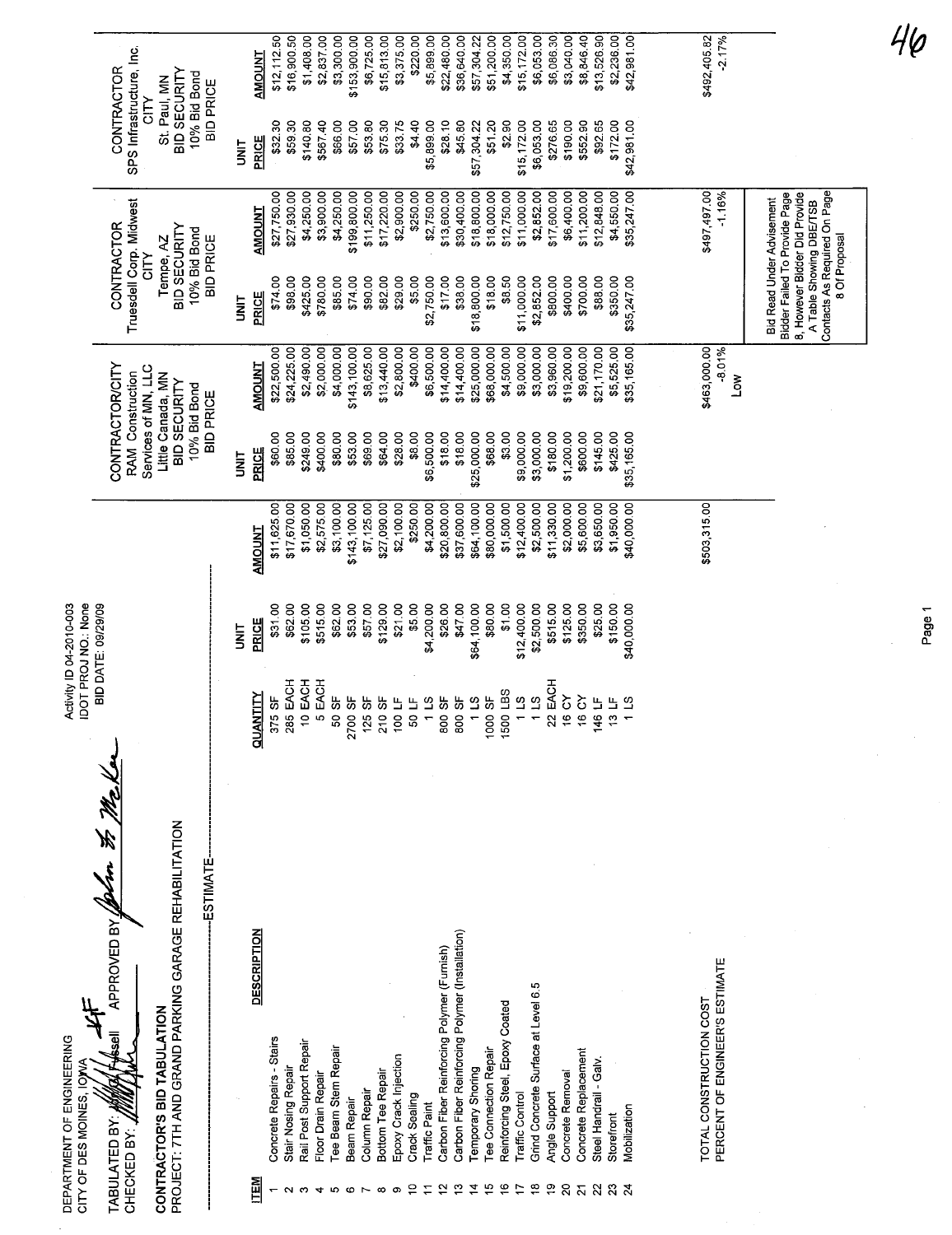DEPARTMENT OF ENGINEERING
CITY OF DES MOINES, IOWA

Activity ID 04-2010-003
IDOT PROJ NO.: None
BID DATE: 09/29/09

TABULATED BY: Fussell APPROVED BY: John G. McKee
CHECKED BY:

**CONTRACTOR'S BID TABULATION**
**PROJECT: 7TH AND GRAND PARKING GARAGE REHABILITATION**

| ITEM | DESCRIPTION | QUANTITY | ESTIMATE UNIT PRICE | ESTIMATE AMOUNT | RAM Construction Services of MN, LLC (Little Canada, MN; 10% Bid Bond) UNIT PRICE | AMOUNT | Truesdell Corp. Midwest (Tempe, AZ; 10% Bid Bond) UNIT PRICE | AMOUNT | SPS Infrastructure, Inc. (St. Paul, MN; 10% Bid Bond) UNIT PRICE | AMOUNT |
|---|---|---|---|---|---|---|---|---|---|---|
| 1 | Concrete Repairs - Stairs | 375 SF | $31.00 | $11,625.00 | $60.00 | $22,500.00 | $74.00 | $27,750.00 | $32.30 | $12,112.50 |
| 2 | Stair Nosing Repair | 285 EACH | $62.00 | $17,670.00 | $85.00 | $24,225.00 | $98.00 | $27,930.00 | $59.30 | $16,900.50 |
| 3 | Rail Post Support Repair | 10 EACH | $105.00 | $1,050.00 | $249.00 | $2,490.00 | $425.00 | $4,250.00 | $140.80 | $1,408.00 |
| 4 | Floor Drain Repair | 5 EACH | $515.00 | $2,575.00 | $400.00 | $2,000.00 | $780.00 | $3,900.00 | $567.40 | $2,837.00 |
| 5 | Tee Beam Stem Repair | 50 SF | $62.00 | $3,100.00 | $80.00 | $4,000.00 | $85.00 | $4,250.00 | $66.00 | $3,300.00 |
| 6 | Beam Repair | 2700 SF | $53.00 | $143,100.00 | $53.00 | $143,100.00 | $74.00 | $199,800.00 | $57.00 | $153,900.00 |
| 7 | Column Repair | 125 SF | $57.00 | $7,125.00 | $69.00 | $8,625.00 | $90.00 | $11,250.00 | $53.80 | $6,725.00 |
| 8 | Bottom Tee Repair | 210 SF | $129.00 | $27,090.00 | $64.00 | $13,440.00 | $82.00 | $17,220.00 | $75.30 | $15,813.00 |
| 9 | Epoxy Crack Injection | 100 LF | $21.00 | $2,100.00 | $28.00 | $2,800.00 | $29.00 | $2,900.00 | $33.75 | $3,375.00 |
| 10 | Crack Sealing | 50 LF | $5.00 | $250.00 | $8.00 | $400.00 | $5.00 | $250.00 | $4.40 | $220.00 |
| 11 | Traffic Paint | 1 LS | $4,200.00 | $4,200.00 | $6,500.00 | $6,500.00 | $2,750.00 | $2,750.00 | $5,899.00 | $5,899.00 |
| 12 | Carbon Fiber Reinforcing Polymer (Furnish) | 800 SF | $26.00 | $20,800.00 | $18.00 | $14,400.00 | $17.00 | $13,600.00 | $28.10 | $22,480.00 |
| 13 | Carbon Fiber Reinforcing Polymer (Installation) | 800 SF | $47.00 | $37,600.00 | $18.00 | $14,400.00 | $38.00 | $30,400.00 | $45.80 | $36,640.00 |
| 14 | Temporary Shoring | 1 LS | $64,100.00 | $64,100.00 | $25,000.00 | $25,000.00 | $18,800.00 | $18,800.00 | $57,304.22 | $57,304.22 |
| 15 | Tee Connection Repair | 1000 SF | $80.00 | $80,000.00 | $68.00 | $68,000.00 | $18.00 | $18,000.00 | $51.20 | $51,200.00 |
| 16 | Reinforcing Steel, Epoxy Coated | 1500 LBS | $1.00 | $1,500.00 | $3.00 | $4,500.00 | $8.50 | $12,750.00 | $2.90 | $4,350.00 |
| 17 | Traffic Control | 1 LS | $12,400.00 | $12,400.00 | $9,000.00 | $9,000.00 | $11,000.00 | $11,000.00 | $15,172.00 | $15,172.00 |
| 18 | Grind Concrete Surface at Level 6.5 | 1 LS | $2,500.00 | $2,500.00 | $3,000.00 | $3,000.00 | $2,852.00 | $2,852.00 | $6,053.00 | $6,053.00 |
| 19 | Angle Support | 22 EACH | $515.00 | $11,330.00 | $180.00 | $3,960.00 | $800.00 | $17,600.00 | $276.65 | $6,086.30 |
| 20 | Concrete Removal | 16 CY | $125.00 | $2,000.00 | $1,200.00 | $19,200.00 | $400.00 | $6,400.00 | $190.00 | $3,040.00 |
| 21 | Concrete Replacement | 16 CY | $350.00 | $5,600.00 | $600.00 | $9,600.00 | $700.00 | $11,200.00 | $552.90 | $8,846.40 |
| 22 | Steel Handrail - Galv. | 146 LF | $25.00 | $3,650.00 | $145.00 | $21,170.00 | $88.00 | $12,848.00 | $92.65 | $13,526.90 |
| 23 | Storefront | 13 LF | $150.00 | $1,950.00 | $425.00 | $5,525.00 | $350.00 | $4,550.00 | $172.00 | $2,236.00 |
| 24 | Mobilization | 1 LS | $40,000.00 | $40,000.00 | $35,165.00 | $35,165.00 | $35,247.00 | $35,247.00 | $42,981.00 | $42,981.00 |
| | TOTAL CONSTRUCTION COST | | | $503,315.00 | | $463,000.00 | | $497,497.00 | | $492,405.82 |
| | PERCENT OF ENGINEER'S ESTIMATE | | | | | -8.01% | | -1.16% | | -2.17% |
| | | | | | | Low | | | | |

Headers: RAM Construction Services of MN, LLC is listed as CONTRACTOR/CITY; Truesdell Corp. Midwest and SPS Infrastructure, Inc. are listed as CONTRACTOR / CITY. All three: BID SECURITY 10% Bid Bond; BID PRICE.

Note (Truesdell Corp. Midwest): Bid Read Under Advisement Bidder Failed To Provide Page 8, However Bidder Did Provide A Table Showing DBE/TSB Contacts As Required On Page 8 Of Proposal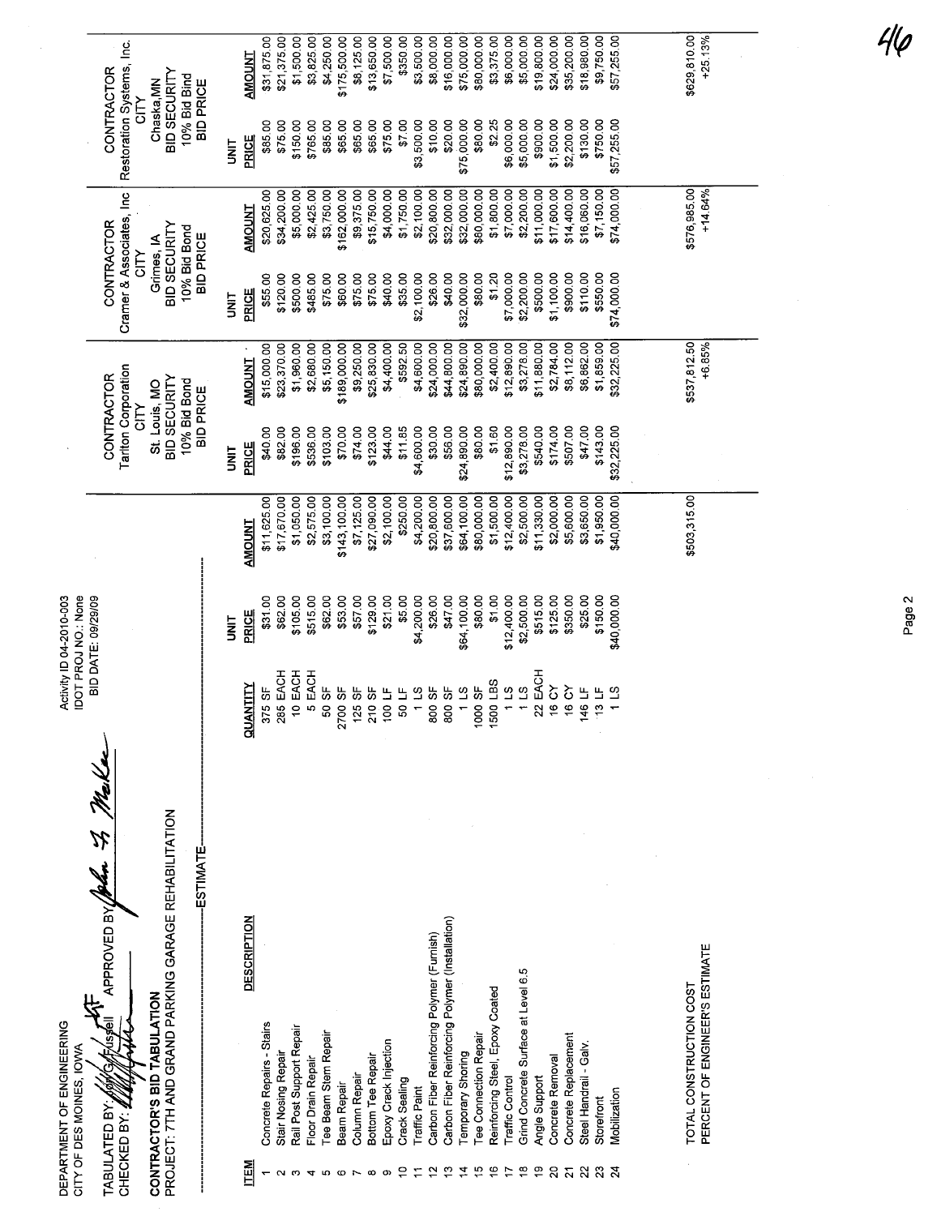DEPARTMENT OF ENGINEERING
CITY OF DES MOINES, IOWA

Activity ID 04-2010-003
IDOT PROJ NO.: None
BID DATE: 09/29/09

TABULATED BY: Jon G. Fussell APPROVED BY: John F. Mackey
CHECKED BY:

**CONTRACTOR'S BID TABULATION**
PROJECT: 7TH AND GRAND PARKING GARAGE REHABILITATION

| | | ESTIMATE | | | CONTRACTOR Tarlton Corporation CITY St. Louis, MO BID SECURITY 10% Bid Bond BID PRICE | | CONTRACTOR Cramer & Associates, Inc CITY Grimes, IA BID SECURITY 10% Bid Bond BID PRICE | | CONTRACTOR Restoration Systems, Inc. CITY Chaska,MN BID SECURITY 10% Bid Bind BID PRICE | |
|---|---|---|---|---|---|---|---|---|---|---|
| ITEM | DESCRIPTION | QUANTITY | UNIT PRICE | AMOUNT | UNIT PRICE | AMOUNT | UNIT PRICE | AMOUNT | UNIT PRICE | AMOUNT |
| 1 | Concrete Repairs - Stairs | 375 SF | $31.00 | $11,625.00 | $40.00 | $15,000.00 | $55.00 | $20,625.00 | $85.00 | $31,875.00 |
| 2 | Stair Nosing Repair | 285 EACH | $62.00 | $17,670.00 | $82.00 | $23,370.00 | $120.00 | $34,200.00 | $75.00 | $21,375.00 |
| 3 | Rail Post Support Repair | 10 EACH | $105.00 | $1,050.00 | $196.00 | $1,960.00 | $500.00 | $5,000.00 | $150.00 | $1,500.00 |
| 4 | Floor Drain Repair | 5 EACH | $515.00 | $2,575.00 | $536.00 | $2,680.00 | $485.00 | $2,425.00 | $765.00 | $3,825.00 |
| 5 | Tee Beam Stem Repair | 50 SF | $62.00 | $3,100.00 | $103.00 | $5,150.00 | $75.00 | $3,750.00 | $85.00 | $4,250.00 |
| 6 | Beam Repair | 2700 SF | $53.00 | $143,100.00 | $70.00 | $189,000.00 | $60.00 | $162,000.00 | $65.00 | $175,500.00 |
| 7 | Column Repair | 125 SF | $57.00 | $7,125.00 | $74.00 | $9,250.00 | $75.00 | $9,375.00 | $65.00 | $8,125.00 |
| 8 | Bottom Tee Repair | 210 SF | $129.00 | $27,090.00 | $123.00 | $25,830.00 | $75.00 | $15,750.00 | $65.00 | $13,650.00 |
| 9 | Epoxy Crack Injection | 100 LF | $21.00 | $2,100.00 | $44.00 | $4,400.00 | $40.00 | $4,000.00 | $75.00 | $7,500.00 |
| 10 | Crack Sealing | 50 LF | $5.00 | $250.00 | $11.85 | $592.50 | $35.00 | $1,750.00 | $7.00 | $350.00 |
| 11 | Traffic Paint | 1 LS | $4,200.00 | $4,200.00 | $4,600.00 | $4,600.00 | $2,100.00 | $2,100.00 | $3,500.00 | $3,500.00 |
| 12 | Carbon Fiber Reinforcing Polymer (Furnish) | 800 SF | $26.00 | $20,800.00 | $30.00 | $24,000.00 | $26.00 | $20,800.00 | $10.00 | $8,000.00 |
| 13 | Carbon Fiber Reinforcing Polymer (Installation) | 800 SF | $47.00 | $37,600.00 | $56.00 | $44,800.00 | $40.00 | $32,000.00 | $20.00 | $16,000.00 |
| 14 | Temporary Shoring | 1 LS | $64,100.00 | $64,100.00 | $24,890.00 | $24,890.00 | $32,000.00 | $32,000.00 | $75,000.00 | $75,000.00 |
| 15 | Tee Connection Repair | 1000 SF | $80.00 | $80,000.00 | $80.00 | $80,000.00 | $80.00 | $80,000.00 | $80.00 | $80,000.00 |
| 16 | Reinforcing Steel, Epoxy Coated | 1500 LBS | $1.00 | $1,500.00 | $1.60 | $2,400.00 | $1.20 | $1,800.00 | $2.25 | $3,375.00 |
| 17 | Traffic Control | 1 LS | $12,400.00 | $12,400.00 | $12,890.00 | $12,890.00 | $7,000.00 | $7,000.00 | $6,000.00 | $6,000.00 |
| 18 | Grind Concrete Surface at Level 6.5 | 1 LS | $2,500.00 | $2,500.00 | $3,278.00 | $3,278.00 | $2,200.00 | $2,200.00 | $5,000.00 | $5,000.00 |
| 19 | Angle Support | 22 EACH | $515.00 | $11,330.00 | $540.00 | $11,880.00 | $500.00 | $11,000.00 | $900.00 | $19,800.00 |
| 20 | Concrete Removal | 16 CY | $125.00 | $2,000.00 | $174.00 | $2,784.00 | $1,100.00 | $17,600.00 | $1,500.00 | $24,000.00 |
| 21 | Concrete Replacement | 16 CY | $350.00 | $5,600.00 | $507.00 | $8,112.00 | $900.00 | $14,400.00 | $2,200.00 | $35,200.00 |
| 22 | Steel Handrail - Galv. | 146 LF | $25.00 | $3,650.00 | $47.00 | $6,862.00 | $110.00 | $16,060.00 | $130.00 | $18,980.00 |
| 23 | Storefront | 13 LF | $150.00 | $1,950.00 | $143.00 | $1,859.00 | $550.00 | $7,150.00 | $750.00 | $9,750.00 |
| 24 | Mobilization | 1 LS | $40,000.00 | $40,000.00 | $32,225.00 | $32,225.00 | $74,000.00 | $74,000.00 | $57,255.00 | $57,255.00 |
| | TOTAL CONSTRUCTION COST | | | $503,315.00 | | $537,812.50 | | $576,985.00 | | $629,810.00 |
| | PERCENT OF ENGINEER'S ESTIMATE | | | | | +6.85% | | +14.64% | | +25.13% |

46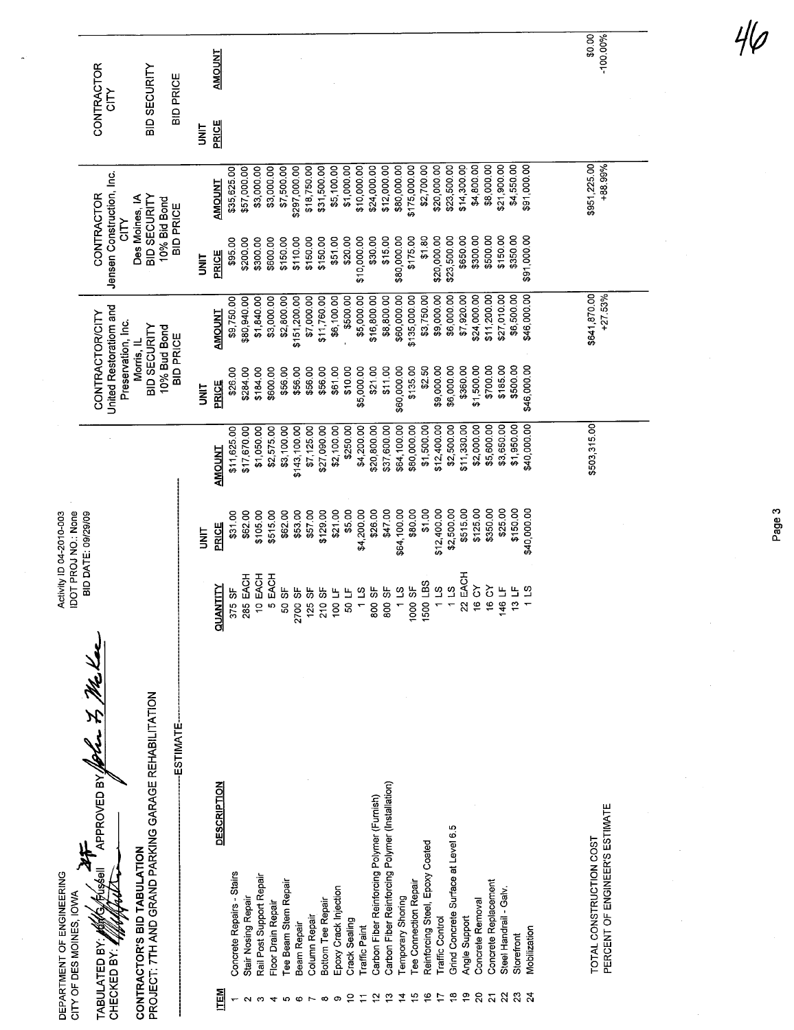DEPARTMENT OF ENGINEERING
CITY OF DES MOINES, IOWA

Activity ID 04-2010-003
IDOT PROJ NO.: None
BID DATE: 09/29/09

TABULATED BY: JGF/G. Fussell APPROVED BY: John T. McKee
CHECKED BY:

**CONTRACTOR'S BID TABULATION**
**PROJECT: 7TH AND GRAND PARKING GARAGE REHABILITATION**

46

| | | | ESTIMATE | | CONTRACTOR/CITY United Restoration and Preservation, Inc. Morris, IL BID SECURITY 10% Bud Bond BID PRICE | | CONTRACTOR Jensen Construction, Inc. CITY Des Moines, IA BID SECURITY 10% Bid Bond BID PRICE | | CONTRACTOR CITY BID SECURITY BID PRICE | |
|---|---|---|---|---|---|---|---|---|---|---|
| ITEM | DESCRIPTION | QUANTITY | UNIT PRICE | AMOUNT | UNIT PRICE | AMOUNT | UNIT PRICE | AMOUNT | UNIT PRICE | AMOUNT |
| 1 | Concrete Repairs - Stairs | 375 SF | $31.00 | $11,625.00 | $26.00 | $9,750.00 | $95.00 | $35,625.00 | | |
| 2 | Stair Nosing Repair | 285 EACH | $62.00 | $17,670.00 | $284.00 | $80,940.00 | $200.00 | $57,000.00 | | |
| 3 | Rail Post Support Repair | 10 EACH | $105.00 | $1,050.00 | $184.00 | $1,840.00 | $300.00 | $3,000.00 | | |
| 4 | Floor Drain Repair | 5 EACH | $515.00 | $2,575.00 | $600.00 | $3,000.00 | $600.00 | $3,000.00 | | |
| 5 | Tee Beam Stem Repair | 50 SF | $62.00 | $3,100.00 | $56.00 | $2,800.00 | $150.00 | $7,500.00 | | |
| 6 | Beam Repair | 2700 SF | $53.00 | $143,100.00 | $56.00 | $151,200.00 | $110.00 | $297,000.00 | | |
| 7 | Column Repair | 125 SF | $57.00 | $7,125.00 | $56.00 | $7,000.00 | $150.00 | $18,750.00 | | |
| 8 | Bottom Tee Repair | 210 SF | $129.00 | $27,090.00 | $56.00 | $11,760.00 | $150.00 | $31,500.00 | | |
| 9 | Epoxy Crack Injection | 100 LF | $21.00 | $2,100.00 | $61.00 | $6,100.00 | $51.00 | $5,100.00 | | |
| 10 | Crack Sealing | 50 LF | $5.00 | $250.00 | $10.00 | $500.00 | $20.00 | $1,000.00 | | |
| 11 | Traffic Paint | 1 LS | $4,200.00 | $4,200.00 | $5,000.00 | $5,000.00 | $10,000.00 | $10,000.00 | | |
| 12 | Carbon Fiber Reinforcing Polymer (Furnish) | 800 SF | $26.00 | $20,800.00 | $21.00 | $16,800.00 | $30.00 | $24,000.00 | | |
| 13 | Carbon Fiber Reinforcing Polymer (Installation) | 800 SF | $47.00 | $37,600.00 | $11.00 | $8,800.00 | $15.00 | $12,000.00 | | |
| 14 | Temporary Shoring | 1 LS | $64,100.00 | $64,100.00 | $60,000.00 | $60,000.00 | $80,000.00 | $80,000.00 | | |
| 15 | Tee Connection Repair | 1000 SF | $80.00 | $80,000.00 | $135.00 | $135,000.00 | $175.00 | $175,000.00 | | |
| 16 | Reinforcing Steel, Epoxy Coated | 1500 LBS | $1.00 | $1,500.00 | $2.50 | $3,750.00 | $1.80 | $2,700.00 | | |
| 17 | Traffic Control | 1 LS | $12,400.00 | $12,400.00 | $9,000.00 | $9,000.00 | $20,000.00 | $20,000.00 | | |
| 18 | Grind Concrete Surface at Level 6.5 | 1 LS | $2,500.00 | $2,500.00 | $6,000.00 | $6,000.00 | $23,500.00 | $23,500.00 | | |
| 19 | Angle Support | 22 EACH | $515.00 | $11,330.00 | $360.00 | $7,920.00 | $650.00 | $14,300.00 | | |
| 20 | Concrete Removal | 16 CY | $125.00 | $2,000.00 | $1,500.00 | $24,000.00 | $300.00 | $4,800.00 | | |
| 21 | Concrete Replacement | 16 CY | $350.00 | $5,600.00 | $700.00 | $11,200.00 | $500.00 | $8,000.00 | | |
| 22 | Steel Handrail - Galv. | 146 LF | $25.00 | $3,650.00 | $185.00 | $27,010.00 | $150.00 | $21,900.00 | | |
| 23 | Storefront | 13 LF | $150.00 | $1,950.00 | $500.00 | $6,500.00 | $350.00 | $4,550.00 | | |
| 24 | Mobilization | 1 LS | $40,000.00 | $40,000.00 | $46,000.00 | $46,000.00 | $91,000.00 | $91,000.00 | | |
| | TOTAL CONSTRUCTION COST | | | $503,315.00 | | $641,870.00 | | $951,225.00 | | $0.00 |
| | PERCENT OF ENGINEER'S ESTIMATE | | | | | +27.53% | | +88.99% | | -100.00% |